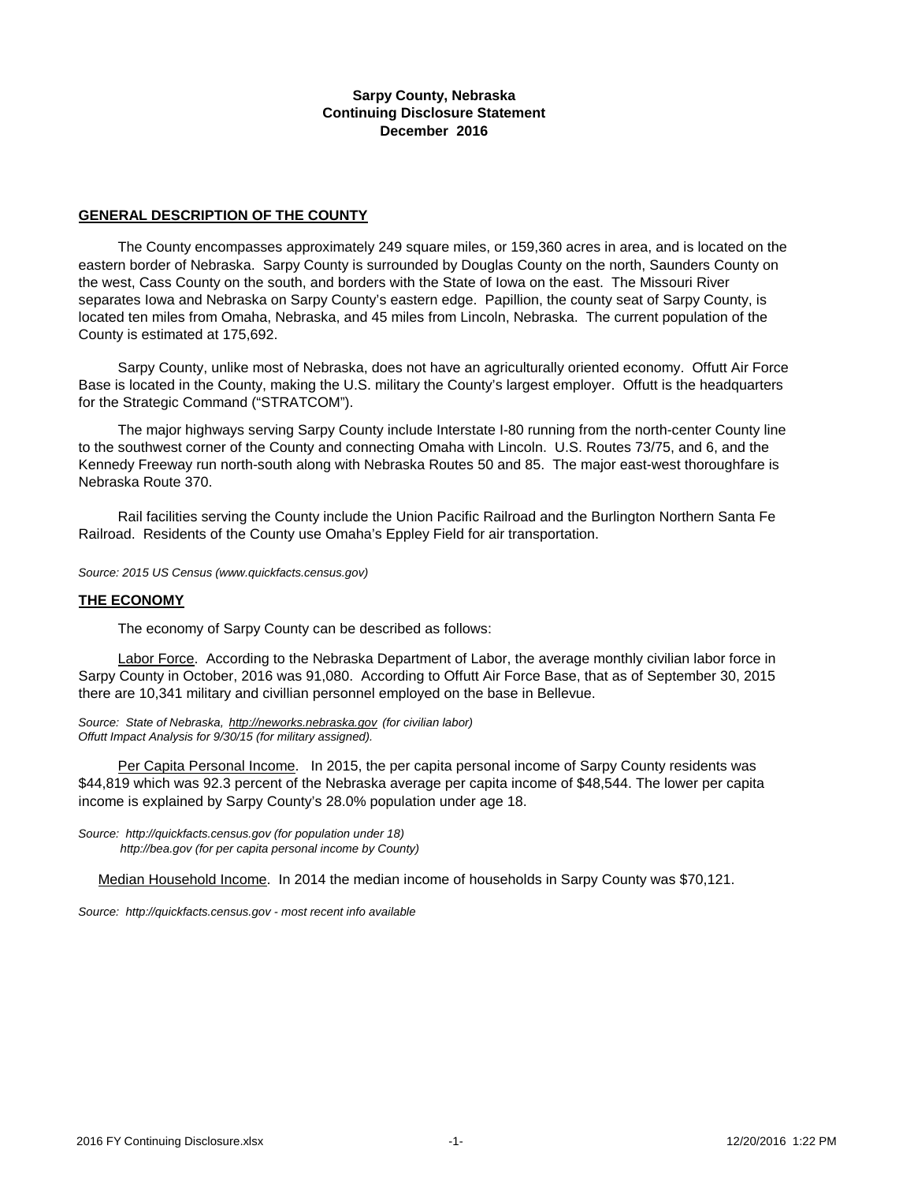**Sarpy County, Nebraska**
**Continuing Disclosure Statement**
**December 2016**

## GENERAL DESCRIPTION OF THE COUNTY

The County encompasses approximately 249 square miles, or 159,360 acres in area, and is located on the eastern border of Nebraska. Sarpy County is surrounded by Douglas County on the north, Saunders County on the west, Cass County on the south, and borders with the State of Iowa on the east. The Missouri River separates Iowa and Nebraska on Sarpy County's eastern edge. Papillion, the county seat of Sarpy County, is located ten miles from Omaha, Nebraska, and 45 miles from Lincoln, Nebraska. The current population of the County is estimated at 175,692.

Sarpy County, unlike most of Nebraska, does not have an agriculturally oriented economy. Offutt Air Force Base is located in the County, making the U.S. military the County's largest employer. Offutt is the headquarters for the Strategic Command ("STRATCOM").

The major highways serving Sarpy County include Interstate I-80 running from the north-center County line to the southwest corner of the County and connecting Omaha with Lincoln. U.S. Routes 73/75, and 6, and the Kennedy Freeway run north-south along with Nebraska Routes 50 and 85. The major east-west thoroughfare is Nebraska Route 370.

Rail facilities serving the County include the Union Pacific Railroad and the Burlington Northern Santa Fe Railroad. Residents of the County use Omaha's Eppley Field for air transportation.

*Source: 2015 US Census (www.quickfacts.census.gov)*

## THE ECONOMY

The economy of Sarpy County can be described as follows:

Labor Force. According to the Nebraska Department of Labor, the average monthly civilian labor force in Sarpy County in October, 2016 was 91,080. According to Offutt Air Force Base, that as of September 30, 2015 there are 10,341 military and civillian personnel employed on the base in Bellevue.

*Source: State of Nebraska, http://neworks.nebraska.gov (for civilian labor)*
*Offutt Impact Analysis for 9/30/15 (for military assigned).*

Per Capita Personal Income. In 2015, the per capita personal income of Sarpy County residents was $44,819 which was 92.3 percent of the Nebraska average per capita income of $48,544. The lower per capita income is explained by Sarpy County's 28.0% population under age 18.

*Source: http://quickfacts.census.gov (for population under 18)*
*http://bea.gov (for per capita personal income by County)*

Median Household Income. In 2014 the median income of households in Sarpy County was $70,121.

*Source: http://quickfacts.census.gov - most recent info available*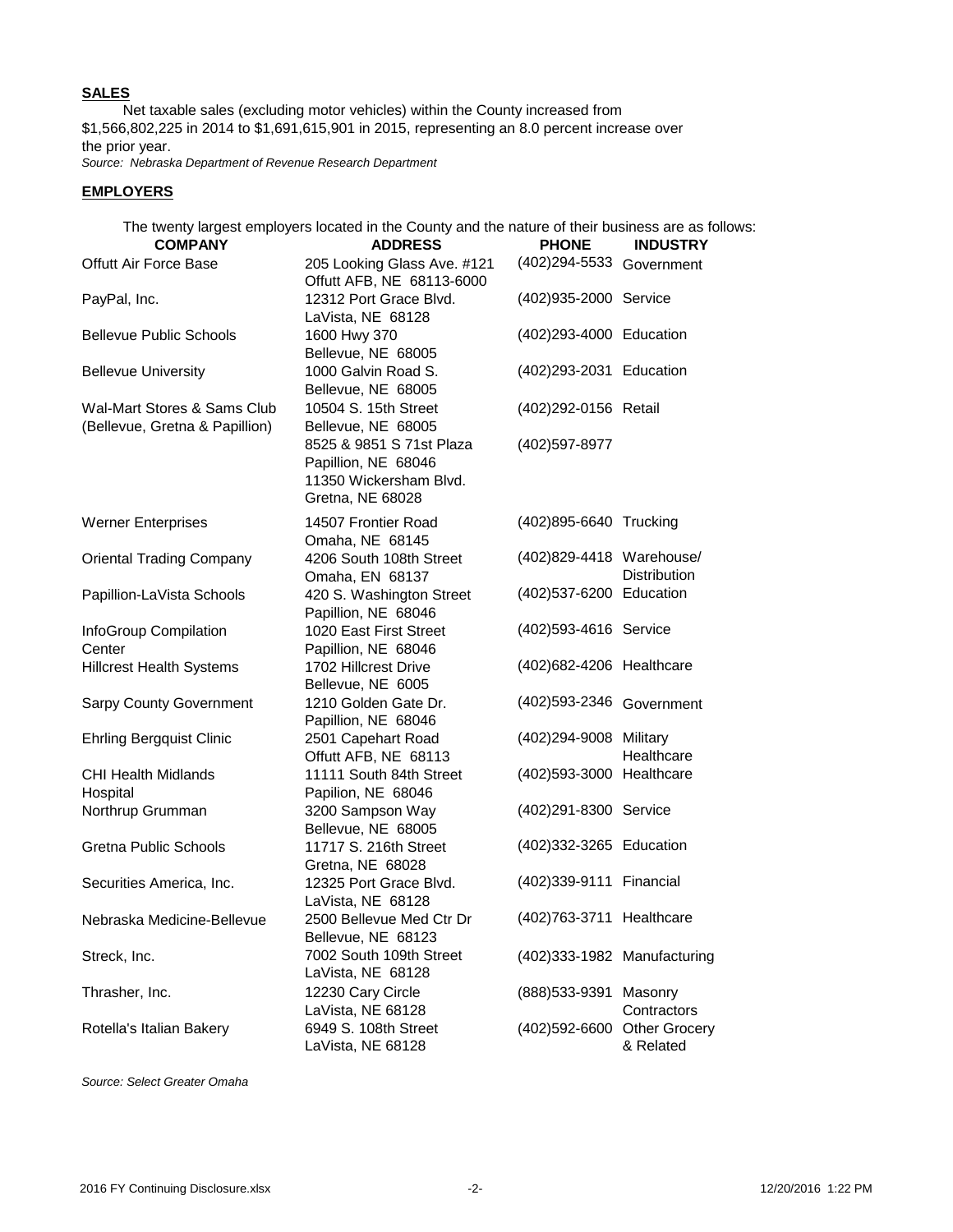## SALES

Net taxable sales (excluding motor vehicles) within the County increased from $1,566,802,225 in 2014 to $1,691,615,901 in 2015, representing an 8.0 percent increase over the prior year.

*Source: Nebraska Department of Revenue Research Department*

## EMPLOYERS

The twenty largest employers located in the County and the nature of their business are as follows:

| COMPANY | ADDRESS | PHONE | INDUSTRY |
|---|---|---|---|
| Offutt Air Force Base | 205 Looking Glass Ave. #121<br>Offutt AFB, NE 68113-6000 | (402)294-5533 | Government |
| PayPal, Inc. | 12312 Port Grace Blvd.<br>LaVista, NE 68128 | (402)935-2000 | Service |
| Bellevue Public Schools | 1600 Hwy 370<br>Bellevue, NE 68005 | (402)293-4000 | Education |
| Bellevue University | 1000 Galvin Road S.<br>Bellevue, NE 68005 | (402)293-2031 | Education |
| Wal-Mart Stores & Sams Club<br>(Bellevue, Gretna & Papillion) | 10504 S. 15th Street<br>Bellevue, NE 68005<br>8525 & 9851 S 71st Plaza<br>Papillion, NE 68046<br>11350 Wickersham Blvd.<br>Gretna, NE 68028 | (402)292-0156<br><br>(402)597-8977 | Retail |
| Werner Enterprises | 14507 Frontier Road<br>Omaha, NE 68145 | (402)895-6640 | Trucking |
| Oriental Trading Company | 4206 South 108th Street<br>Omaha, EN 68137 | (402)829-4418 | Warehouse/<br>Distribution |
| Papillion-LaVista Schools | 420 S. Washington Street<br>Papillion, NE 68046 | (402)537-6200 | Education |
| InfoGroup Compilation Center | 1020 East First Street<br>Papillion, NE 68046 | (402)593-4616 | Service |
| Hillcrest Health Systems | 1702 Hillcrest Drive<br>Bellevue, NE 6005 | (402)682-4206 | Healthcare |
| Sarpy County Government | 1210 Golden Gate Dr.<br>Papillion, NE 68046 | (402)593-2346 | Government |
| Ehrling Bergquist Clinic | 2501 Capehart Road<br>Offutt AFB, NE 68113 | (402)294-9008 | Military<br>Healthcare |
| CHI Health Midlands Hospital | 11111 South 84th Street<br>Papilion, NE 68046 | (402)593-3000 | Healthcare |
| Northrup Grumman | 3200 Sampson Way<br>Bellevue, NE 68005 | (402)291-8300 | Service |
| Gretna Public Schools | 11717 S. 216th Street<br>Gretna, NE 68028 | (402)332-3265 | Education |
| Securities America, Inc. | 12325 Port Grace Blvd.<br>LaVista, NE 68128 | (402)339-9111 | Financial |
| Nebraska Medicine-Bellevue | 2500 Bellevue Med Ctr Dr<br>Bellevue, NE 68123 | (402)763-3711 | Healthcare |
| Streck, Inc. | 7002 South 109th Street<br>LaVista, NE 68128 | (402)333-1982 | Manufacturing |
| Thrasher, Inc. | 12230 Cary Circle<br>LaVista, NE 68128 | (888)533-9391 | Masonry<br>Contractors |
| Rotella's Italian Bakery | 6949 S. 108th Street<br>LaVista, NE 68128 | (402)592-6600 | Other Grocery<br>& Related |

*Source: Select Greater Omaha*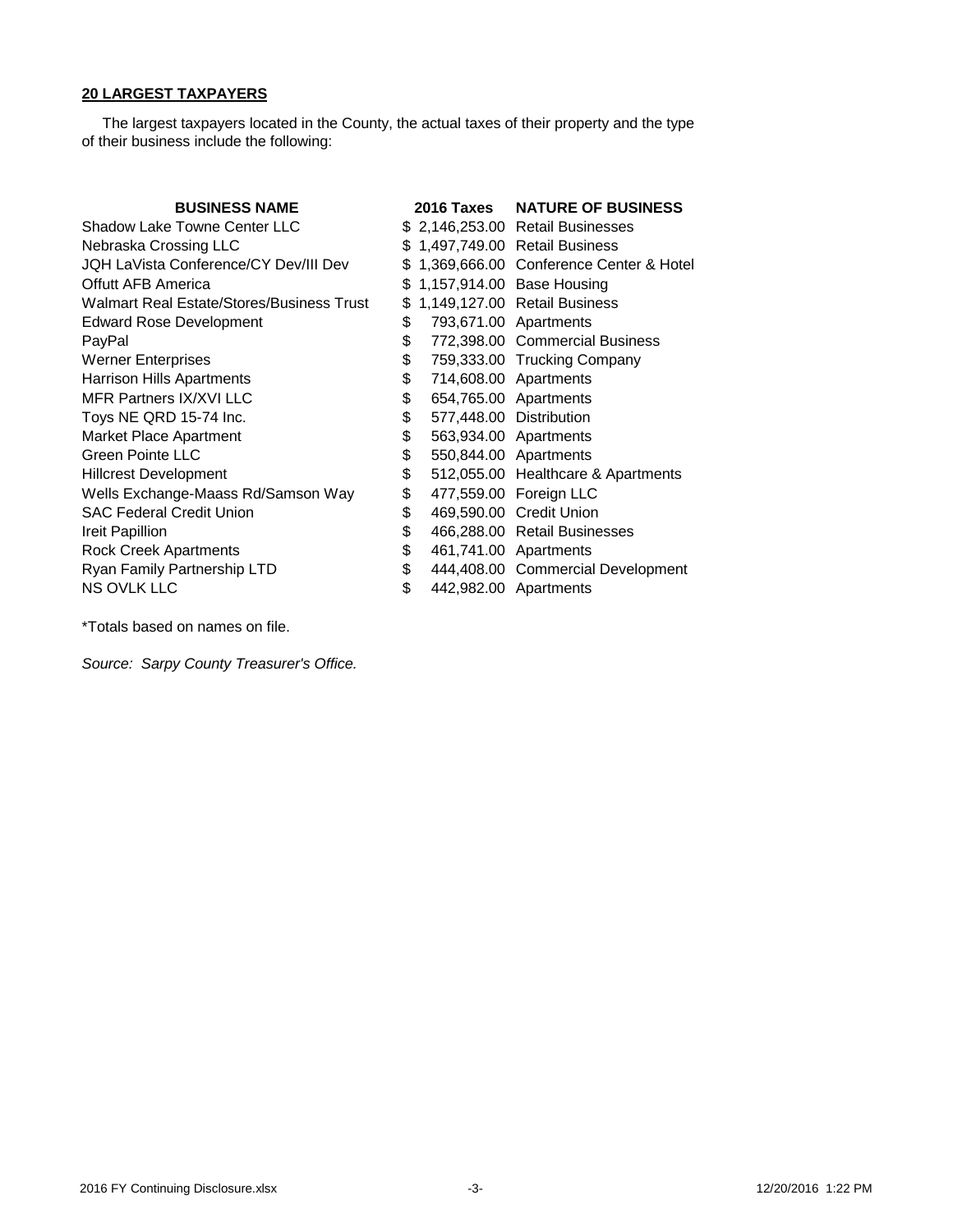**20 LARGEST TAXPAYERS**

The largest taxpayers located in the County, the actual taxes of their property and the type of their business include the following:

| BUSINESS NAME | 2016 Taxes | NATURE OF BUSINESS |
|---|---|---|
| Shadow Lake Towne Center LLC | $ 2,146,253.00 | Retail Businesses |
| Nebraska Crossing LLC | $ 1,497,749.00 | Retail Business |
| JQH LaVista Conference/CY Dev/III Dev | $ 1,369,666.00 | Conference Center & Hotel |
| Offutt AFB America | $ 1,157,914.00 | Base Housing |
| Walmart Real Estate/Stores/Business Trust | $ 1,149,127.00 | Retail Business |
| Edward Rose Development | $ 793,671.00 | Apartments |
| PayPal | $ 772,398.00 | Commercial Business |
| Werner Enterprises | $ 759,333.00 | Trucking Company |
| Harrison Hills Apartments | $ 714,608.00 | Apartments |
| MFR Partners IX/XVI LLC | $ 654,765.00 | Apartments |
| Toys NE QRD 15-74 Inc. | $ 577,448.00 | Distribution |
| Market Place Apartment | $ 563,934.00 | Apartments |
| Green Pointe LLC | $ 550,844.00 | Apartments |
| Hillcrest Development | $ 512,055.00 | Healthcare & Apartments |
| Wells Exchange-Maass Rd/Samson Way | $ 477,559.00 | Foreign LLC |
| SAC Federal Credit Union | $ 469,590.00 | Credit Union |
| Ireit Papillion | $ 466,288.00 | Retail Businesses |
| Rock Creek Apartments | $ 461,741.00 | Apartments |
| Ryan Family Partnership LTD | $ 444,408.00 | Commercial Development |
| NS OVLK LLC | $ 442,982.00 | Apartments |

*Totals based on names on file.

*Source: Sarpy County Treasurer's Office.*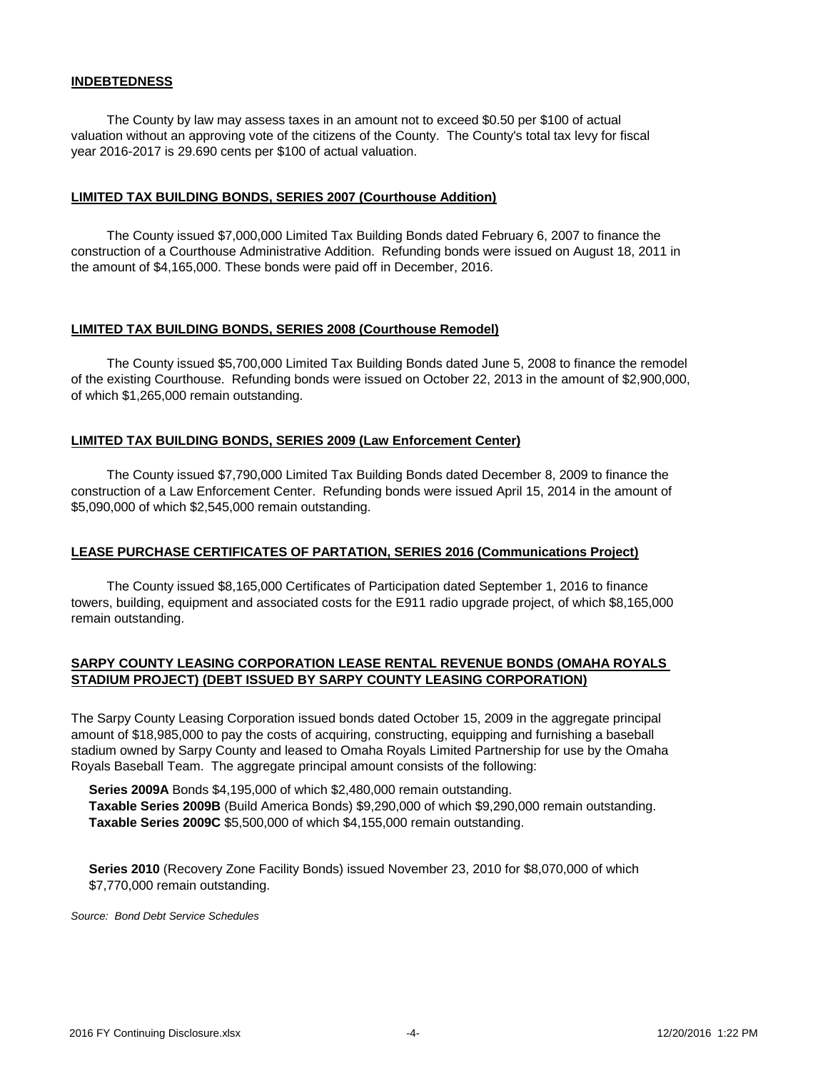## INDEBTEDNESS

The County by law may assess taxes in an amount not to exceed $0.50 per $100 of actual valuation without an approving vote of the citizens of the County. The County's total tax levy for fiscal year 2016-2017 is 29.690 cents per $100 of actual valuation.

## LIMITED TAX BUILDING BONDS, SERIES 2007 (Courthouse Addition)

The County issued $7,000,000 Limited Tax Building Bonds dated February 6, 2007 to finance the construction of a Courthouse Administrative Addition. Refunding bonds were issued on August 18, 2011 in the amount of $4,165,000. These bonds were paid off in December, 2016.

## LIMITED TAX BUILDING BONDS, SERIES 2008 (Courthouse Remodel)

The County issued $5,700,000 Limited Tax Building Bonds dated June 5, 2008 to finance the remodel of the existing Courthouse. Refunding bonds were issued on October 22, 2013 in the amount of $2,900,000, of which $1,265,000 remain outstanding.

## LIMITED TAX BUILDING BONDS, SERIES 2009 (Law Enforcement Center)

The County issued $7,790,000 Limited Tax Building Bonds dated December 8, 2009 to finance the construction of a Law Enforcement Center. Refunding bonds were issued April 15, 2014 in the amount of $5,090,000 of which $2,545,000 remain outstanding.

## LEASE PURCHASE CERTIFICATES OF PARTATION, SERIES 2016 (Communications Project)

The County issued $8,165,000 Certificates of Participation dated September 1, 2016 to finance towers, building, equipment and associated costs for the E911 radio upgrade project, of which $8,165,000 remain outstanding.

## SARPY COUNTY LEASING CORPORATION LEASE RENTAL REVENUE BONDS (OMAHA ROYALS STADIUM PROJECT) (DEBT ISSUED BY SARPY COUNTY LEASING CORPORATION)

The Sarpy County Leasing Corporation issued bonds dated October 15, 2009 in the aggregate principal amount of $18,985,000 to pay the costs of acquiring, constructing, equipping and furnishing a baseball stadium owned by Sarpy County and leased to Omaha Royals Limited Partnership for use by the Omaha Royals Baseball Team. The aggregate principal amount consists of the following:

**Series 2009A** Bonds $4,195,000 of which $2,480,000 remain outstanding.
**Taxable Series 2009B** (Build America Bonds) $9,290,000 of which $9,290,000 remain outstanding.
**Taxable Series 2009C** $5,500,000 of which $4,155,000 remain outstanding.

**Series 2010** (Recovery Zone Facility Bonds) issued November 23, 2010 for $8,070,000 of which $7,770,000 remain outstanding.

*Source: Bond Debt Service Schedules*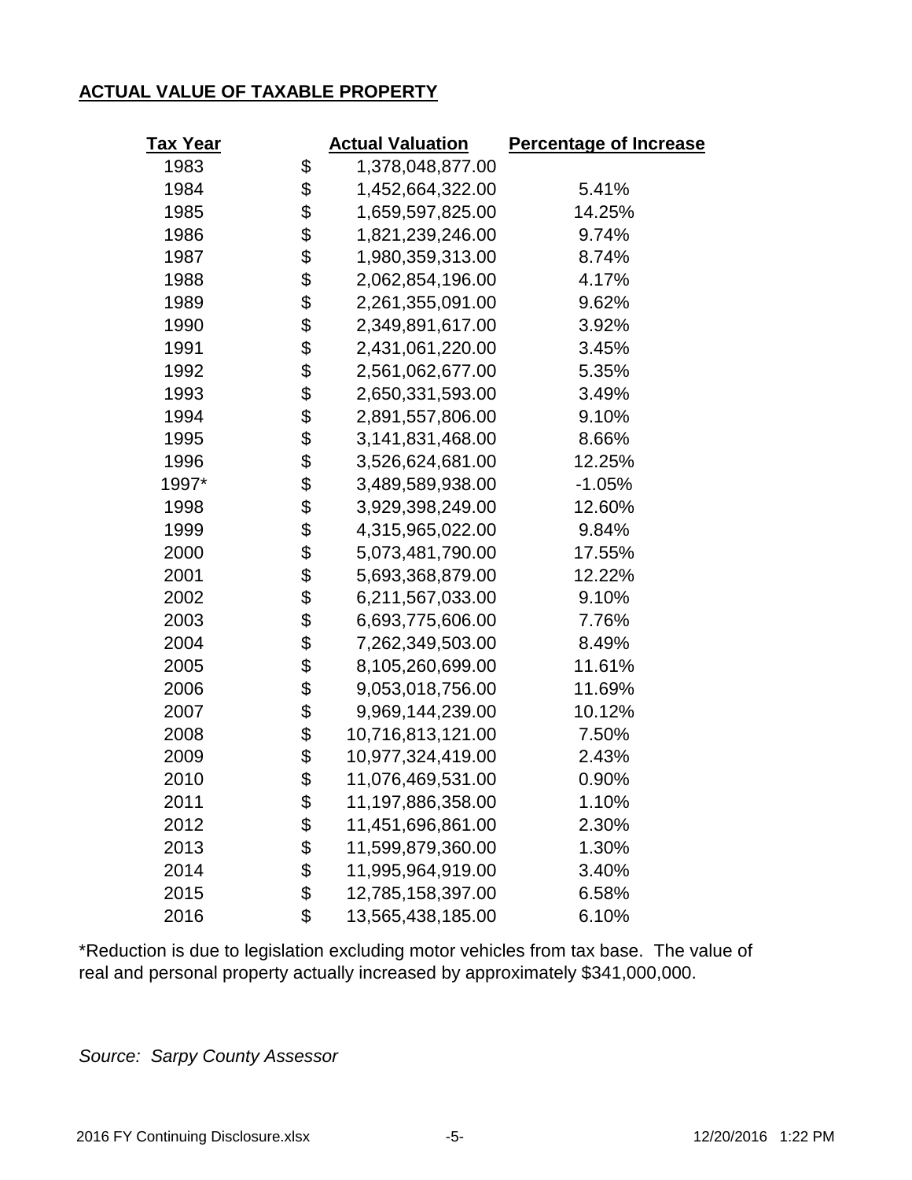## ACTUAL VALUE OF TAXABLE PROPERTY

| Tax Year | Actual Valuation | Percentage of Increase |
|---|---|---|
| 1983 | $ 1,378,048,877.00 | |
| 1984 | $ 1,452,664,322.00 | 5.41% |
| 1985 | $ 1,659,597,825.00 | 14.25% |
| 1986 | $ 1,821,239,246.00 | 9.74% |
| 1987 | $ 1,980,359,313.00 | 8.74% |
| 1988 | $ 2,062,854,196.00 | 4.17% |
| 1989 | $ 2,261,355,091.00 | 9.62% |
| 1990 | $ 2,349,891,617.00 | 3.92% |
| 1991 | $ 2,431,061,220.00 | 3.45% |
| 1992 | $ 2,561,062,677.00 | 5.35% |
| 1993 | $ 2,650,331,593.00 | 3.49% |
| 1994 | $ 2,891,557,806.00 | 9.10% |
| 1995 | $ 3,141,831,468.00 | 8.66% |
| 1996 | $ 3,526,624,681.00 | 12.25% |
| 1997* | $ 3,489,589,938.00 | -1.05% |
| 1998 | $ 3,929,398,249.00 | 12.60% |
| 1999 | $ 4,315,965,022.00 | 9.84% |
| 2000 | $ 5,073,481,790.00 | 17.55% |
| 2001 | $ 5,693,368,879.00 | 12.22% |
| 2002 | $ 6,211,567,033.00 | 9.10% |
| 2003 | $ 6,693,775,606.00 | 7.76% |
| 2004 | $ 7,262,349,503.00 | 8.49% |
| 2005 | $ 8,105,260,699.00 | 11.61% |
| 2006 | $ 9,053,018,756.00 | 11.69% |
| 2007 | $ 9,969,144,239.00 | 10.12% |
| 2008 | $ 10,716,813,121.00 | 7.50% |
| 2009 | $ 10,977,324,419.00 | 2.43% |
| 2010 | $ 11,076,469,531.00 | 0.90% |
| 2011 | $ 11,197,886,358.00 | 1.10% |
| 2012 | $ 11,451,696,861.00 | 2.30% |
| 2013 | $ 11,599,879,360.00 | 1.30% |
| 2014 | $ 11,995,964,919.00 | 3.40% |
| 2015 | $ 12,785,158,397.00 | 6.58% |
| 2016 | $ 13,565,438,185.00 | 6.10% |

*Reduction is due to legislation excluding motor vehicles from tax base. The value of real and personal property actually increased by approximately $341,000,000.

*Source: Sarpy County Assessor*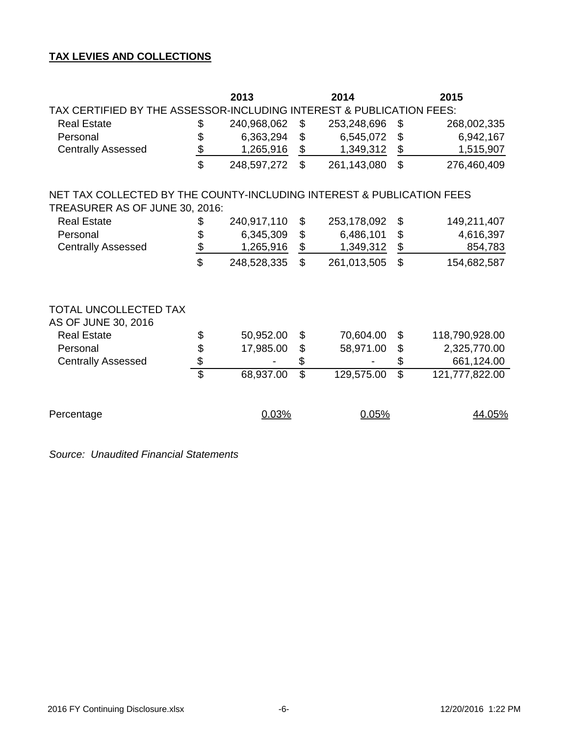**TAX LEVIES AND COLLECTIONS**

| | 2013 | 2014 | 2015 |
|---|---|---|---|
| TAX CERTIFIED BY THE ASSESSOR-INCLUDING INTEREST & PUBLICATION FEES: | | | |
| Real Estate | $ 240,968,062 | $ 253,248,696 | $ 268,002,335 |
| Personal | $ 6,363,294 | $ 6,545,072 | $ 6,942,167 |
| Centrally Assessed | $ 1,265,916 | $ 1,349,312 | $ 1,515,907 |
| | $ 248,597,272 | $ 261,143,080 | $ 276,460,409 |
| NET TAX COLLECTED BY THE COUNTY-INCLUDING INTEREST & PUBLICATION FEES TREASURER AS OF JUNE 30, 2016: | | | |
| Real Estate | $ 240,917,110 | $ 253,178,092 | $ 149,211,407 |
| Personal | $ 6,345,309 | $ 6,486,101 | $ 4,616,397 |
| Centrally Assessed | $ 1,265,916 | $ 1,349,312 | $ 854,783 |
| | $ 248,528,335 | $ 261,013,505 | $ 154,682,587 |
| TOTAL UNCOLLECTED TAX AS OF JUNE 30, 2016 | | | |
| Real Estate | $ 50,952.00 | $ 70,604.00 | $ 118,790,928.00 |
| Personal | $ 17,985.00 | $ 58,971.00 | $ 2,325,770.00 |
| Centrally Assessed | $ - | $ - | $ 661,124.00 |
| | $ 68,937.00 | $ 129,575.00 | $ 121,777,822.00 |
| Percentage | 0.03% | 0.05% | 44.05% |

*Source: Unaudited Financial Statements*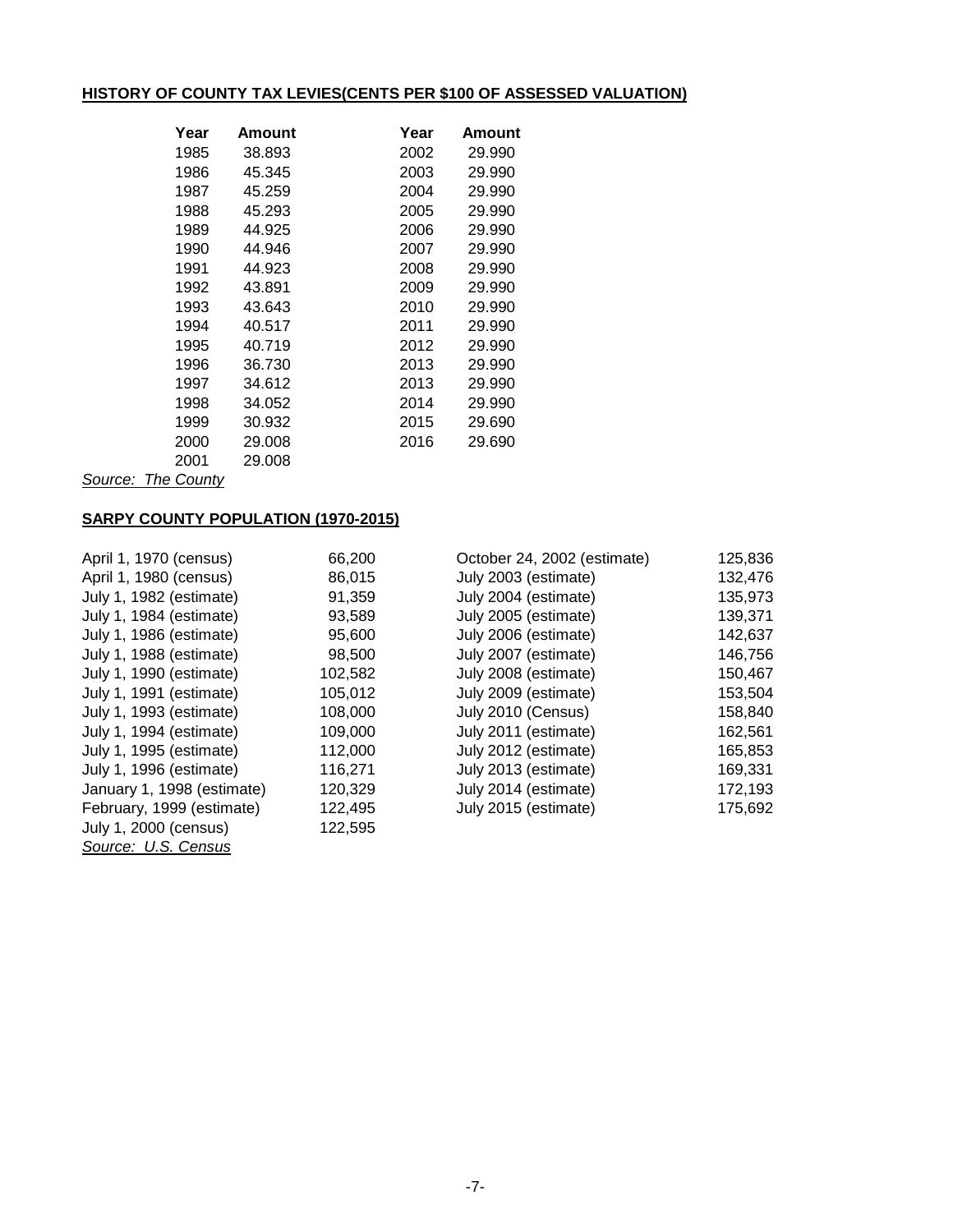**HISTORY OF COUNTY TAX LEVIES(CENTS PER $100 OF ASSESSED VALUATION)**

| Year | Amount | Year | Amount |
|---|---|---|---|
| 1985 | 38.893 | 2002 | 29.990 |
| 1986 | 45.345 | 2003 | 29.990 |
| 1987 | 45.259 | 2004 | 29.990 |
| 1988 | 45.293 | 2005 | 29.990 |
| 1989 | 44.925 | 2006 | 29.990 |
| 1990 | 44.946 | 2007 | 29.990 |
| 1991 | 44.923 | 2008 | 29.990 |
| 1992 | 43.891 | 2009 | 29.990 |
| 1993 | 43.643 | 2010 | 29.990 |
| 1994 | 40.517 | 2011 | 29.990 |
| 1995 | 40.719 | 2012 | 29.990 |
| 1996 | 36.730 | 2013 | 29.990 |
| 1997 | 34.612 | 2013 | 29.990 |
| 1998 | 34.052 | 2014 | 29.990 |
| 1999 | 30.932 | 2015 | 29.690 |
| 2000 | 29.008 | 2016 | 29.690 |
| 2001 | 29.008 | | |

*Source: The County*

**SARPY COUNTY POPULATION (1970-2015)**

| | | | |
|---|---|---|---|
| April 1, 1970 (census) | 66,200 | October 24, 2002 (estimate) | 125,836 |
| April 1, 1980 (census) | 86,015 | July 2003 (estimate) | 132,476 |
| July 1, 1982 (estimate) | 91,359 | July 2004 (estimate) | 135,973 |
| July 1, 1984 (estimate) | 93,589 | July 2005 (estimate) | 139,371 |
| July 1, 1986 (estimate) | 95,600 | July 2006 (estimate) | 142,637 |
| July 1, 1988 (estimate) | 98,500 | July 2007 (estimate) | 146,756 |
| July 1, 1990 (estimate) | 102,582 | July 2008 (estimate) | 150,467 |
| July 1, 1991 (estimate) | 105,012 | July 2009 (estimate) | 153,504 |
| July 1, 1993 (estimate) | 108,000 | July 2010 (Census) | 158,840 |
| July 1, 1994 (estimate) | 109,000 | July 2011 (estimate) | 162,561 |
| July 1, 1995 (estimate) | 112,000 | July 2012 (estimate) | 165,853 |
| July 1, 1996 (estimate) | 116,271 | July 2013 (estimate) | 169,331 |
| January 1, 1998 (estimate) | 120,329 | July 2014 (estimate) | 172,193 |
| February, 1999 (estimate) | 122,495 | July 2015 (estimate) | 175,692 |
| July 1, 2000 (census) | 122,595 | | |

*Source: U.S. Census*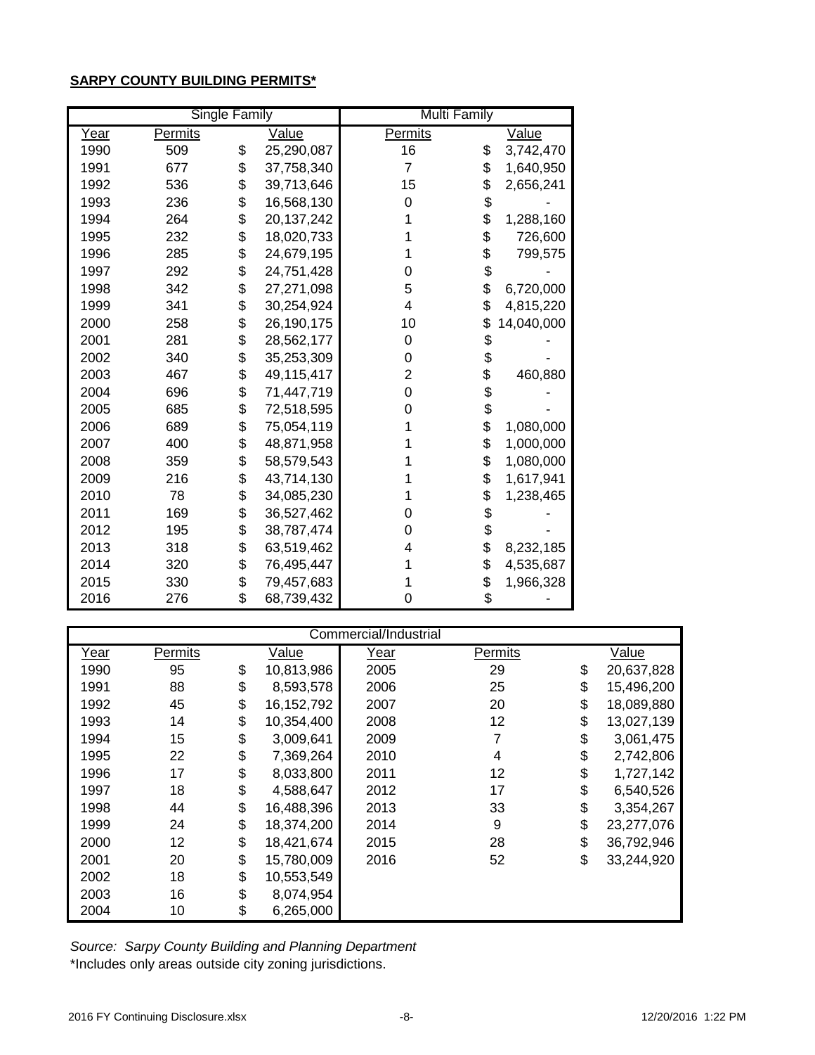**SARPY COUNTY BUILDING PERMITS***

| | Single Family | | Multi Family | |
|---|---|---|---|---|
| Year | Permits | Value | Permits | Value |
| 1990 | 509 | $ 25,290,087 | 16 | $ 3,742,470 |
| 1991 | 677 | $ 37,758,340 | 7 | $ 1,640,950 |
| 1992 | 536 | $ 39,713,646 | 15 | $ 2,656,241 |
| 1993 | 236 | $ 16,568,130 | 0 | $ - |
| 1994 | 264 | $ 20,137,242 | 1 | $ 1,288,160 |
| 1995 | 232 | $ 18,020,733 | 1 | $ 726,600 |
| 1996 | 285 | $ 24,679,195 | 1 | $ 799,575 |
| 1997 | 292 | $ 24,751,428 | 0 | $ - |
| 1998 | 342 | $ 27,271,098 | 5 | $ 6,720,000 |
| 1999 | 341 | $ 30,254,924 | 4 | $ 4,815,220 |
| 2000 | 258 | $ 26,190,175 | 10 | $ 14,040,000 |
| 2001 | 281 | $ 28,562,177 | 0 | $ - |
| 2002 | 340 | $ 35,253,309 | 0 | $ - |
| 2003 | 467 | $ 49,115,417 | 2 | $ 460,880 |
| 2004 | 696 | $ 71,447,719 | 0 | $ - |
| 2005 | 685 | $ 72,518,595 | 0 | $ - |
| 2006 | 689 | $ 75,054,119 | 1 | $ 1,080,000 |
| 2007 | 400 | $ 48,871,958 | 1 | $ 1,000,000 |
| 2008 | 359 | $ 58,579,543 | 1 | $ 1,080,000 |
| 2009 | 216 | $ 43,714,130 | 1 | $ 1,617,941 |
| 2010 | 78 | $ 34,085,230 | 1 | $ 1,238,465 |
| 2011 | 169 | $ 36,527,462 | 0 | $ - |
| 2012 | 195 | $ 38,787,474 | 0 | $ - |
| 2013 | 318 | $ 63,519,462 | 4 | $ 8,232,185 |
| 2014 | 320 | $ 76,495,447 | 1 | $ 4,535,687 |
| 2015 | 330 | $ 79,457,683 | 1 | $ 1,966,328 |
| 2016 | 276 | $ 68,739,432 | 0 | $ - |

| Commercial/Industrial | | | | | |
|---|---|---|---|---|---|
| Year | Permits | Value | Year | Permits | Value |
| 1990 | 95 | $ 10,813,986 | 2005 | 29 | $ 20,637,828 |
| 1991 | 88 | $ 8,593,578 | 2006 | 25 | $ 15,496,200 |
| 1992 | 45 | $ 16,152,792 | 2007 | 20 | $ 18,089,880 |
| 1993 | 14 | $ 10,354,400 | 2008 | 12 | $ 13,027,139 |
| 1994 | 15 | $ 3,009,641 | 2009 | 7 | $ 3,061,475 |
| 1995 | 22 | $ 7,369,264 | 2010 | 4 | $ 2,742,806 |
| 1996 | 17 | $ 8,033,800 | 2011 | 12 | $ 1,727,142 |
| 1997 | 18 | $ 4,588,647 | 2012 | 17 | $ 6,540,526 |
| 1998 | 44 | $ 16,488,396 | 2013 | 33 | $ 3,354,267 |
| 1999 | 24 | $ 18,374,200 | 2014 | 9 | $ 23,277,076 |
| 2000 | 12 | $ 18,421,674 | 2015 | 28 | $ 36,792,946 |
| 2001 | 20 | $ 15,780,009 | 2016 | 52 | $ 33,244,920 |
| 2002 | 18 | $ 10,553,549 | | | |
| 2003 | 16 | $ 8,074,954 | | | |
| 2004 | 10 | $ 6,265,000 | | | |

*Source: Sarpy County Building and Planning Department*

*Includes only areas outside city zoning jurisdictions.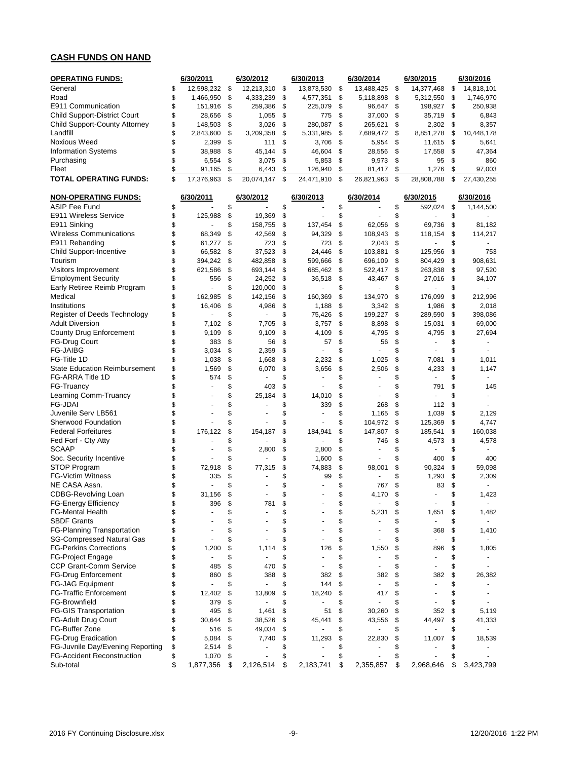## CASH FUNDS ON HAND

| OPERATING FUNDS: | 6/30/2011 | 6/30/2012 | 6/30/2013 | 6/30/2014 | 6/30/2015 | 6/30/2016 |
|---|---|---|---|---|---|---|
| General | $ 12,598,232 | $ 12,213,310 | $ 13,873,530 | $ 13,488,425 | $ 14,377,468 | $ 14,818,101 |
| Road | $ 1,466,950 | $ 4,333,239 | $ 4,577,351 | $ 5,118,898 | $ 5,312,550 | $ 1,746,970 |
| E911 Communication | $ 151,916 | $ 259,386 | $ 225,079 | $ 96,647 | $ 198,927 | $ 250,938 |
| Child Support-District Court | $ 28,656 | $ 1,055 | $ 775 | $ 37,000 | $ 35,719 | $ 6,843 |
| Child Support-County Attorney | $ 148,503 | $ 3,026 | $ 280,087 | $ 265,621 | $ 2,302 | $ 8,357 |
| Landfill | $ 2,843,600 | $ 3,209,358 | $ 5,331,985 | $ 7,689,472 | $ 8,851,278 | $ 10,448,178 |
| Noxious Weed | $ 2,399 | $ 111 | $ 3,706 | $ 5,954 | $ 11,615 | $ 5,641 |
| Information Systems | $ 38,988 | $ 45,144 | $ 46,604 | $ 28,556 | $ 17,558 | $ 47,364 |
| Purchasing | $ 6,554 | $ 3,075 | $ 5,853 | $ 9,973 | $ 95 | $ 860 |
| Fleet | $ 91,165 | $ 6,443 | $ 126,940 | $ 81,417 | $ 1,276 | $ 97,003 |
| **TOTAL OPERATING FUNDS:** | $ 17,376,963 | $ 20,074,147 | $ 24,471,910 | $ 26,821,963 | $ 28,808,788 | $ 27,430,255 |

| NON-OPERATING FUNDS: | 6/30/2011 | 6/30/2012 | 6/30/2013 | 6/30/2014 | 6/30/2015 | 6/30/2016 |
|---|---|---|---|---|---|---|
| ASIP Fee Fund | $ - | $ - | $ - | $ - | $ 592,024 | $ 1,144,500 |
| E911 Wireless Service | $ 125,988 | $ 19,369 | $ - | $ - | $ - | $ - |
| E911 Sinking | $ - | $ 158,755 | $ 137,454 | $ 62,056 | $ 69,736 | $ 81,182 |
| Wireless Communications | $ 68,349 | $ 42,569 | $ 94,329 | $ 108,943 | $ 118,154 | $ 114,217 |
| E911 Rebanding | $ 61,277 | $ 723 | $ 723 | $ 2,043 | $ - | $ - |
| Child Support-Incentive | $ 66,582 | $ 37,523 | $ 24,446 | $ 103,881 | $ 125,956 | $ 753 |
| Tourism | $ 394,242 | $ 482,858 | $ 599,666 | $ 696,109 | $ 804,429 | $ 908,631 |
| Visitors Improvement | $ 621,586 | $ 693,144 | $ 685,462 | $ 522,417 | $ 263,838 | $ 97,520 |
| Employment Security | $ 556 | $ 24,252 | $ 36,518 | $ 43,467 | $ 27,016 | $ 34,107 |
| Early Retiree Reimb Program | $ - | $ 120,000 | $ - | $ - | $ - | $ - |
| Medical | $ 162,985 | $ 142,156 | $ 160,369 | $ 134,970 | $ 176,099 | $ 212,996 |
| Institutions | $ 16,406 | $ 4,986 | $ 1,188 | $ 3,342 | $ 1,986 | $ 2,018 |
| Register of Deeds Technology | $ - | $ - | $ 75,426 | $ 199,227 | $ 289,590 | $ 398,086 |
| Adult Diversion | $ 7,102 | $ 7,705 | $ 3,757 | $ 8,898 | $ 15,031 | $ 69,000 |
| County Drug Enforcement | $ 9,109 | $ 9,109 | $ 4,109 | $ 4,795 | $ 4,795 | $ 27,694 |
| FG-Drug Court | $ 383 | $ 56 | $ 57 | $ 56 | $ - | $ - |
| FG-JAIBG | $ 3,034 | $ 2,359 | $ - | $ - | $ - | $ - |
| FG-Title 1D | $ 1,038 | $ 1,668 | $ 2,232 | $ 1,025 | $ 7,081 | $ 1,011 |
| State Education Reimbursement | $ 1,569 | $ 6,070 | $ 3,656 | $ 2,506 | $ 4,233 | $ 1,147 |
| FG-ARRA Title 1D | $ 574 | $ - | $ - | $ - | $ - | $ - |
| FG-Truancy | $ - | $ 403 | $ - | $ - | $ 791 | $ 145 |
| Learning Comm-Truancy | $ - | $ 25,184 | $ 14,010 | $ - | $ - | $ - |
| FG-JDAI | $ - | $ - | $ 339 | $ 268 | $ 112 | $ - |
| Juvenile Serv LB561 | $ - | $ - | $ - | $ 1,165 | $ 1,039 | $ 2,129 |
| Sherwood Foundation | $ - | $ - | $ - | $ 104,972 | $ 125,369 | $ 4,747 |
| Federal Forfeitures | $ 176,122 | $ 154,187 | $ 184,941 | $ 147,807 | $ 185,541 | $ 160,038 |
| Fed Forf - Cty Atty | $ - | $ - | $ - | $ 746 | $ 4,573 | $ 4,578 |
| SCAAP | $ - | $ 2,800 | $ 2,800 | $ - | $ - | $ - |
| Soc. Security Incentive | $ - | $ - | $ 1,600 | $ - | $ 400 | $ 400 |
| STOP Program | $ 72,918 | $ 77,315 | $ 74,883 | $ 98,001 | $ 90,324 | $ 59,098 |
| FG-Victim Witness | $ 335 | $ - | $ 99 | $ - | $ 1,293 | $ 2,309 |
| NE CASA Assn. | $ - | $ - | $ - | $ 767 | $ 83 | $ - |
| CDBG-Revolving Loan | $ 31,156 | $ - | $ - | $ 4,170 | $ - | $ 1,423 |
| FG-Energy Efficiency | $ 396 | $ 781 | $ - | $ - | $ - | $ - |
| FG-Mental Health | $ - | $ - | $ - | $ 5,231 | $ 1,651 | $ 1,482 |
| SBDF Grants | $ - | $ - | $ - | $ - | $ - | $ - |
| FG-Planning Transportation | $ - | $ - | $ - | $ - | $ 368 | $ 1,410 |
| SG-Compressed Natural Gas | $ - | $ - | $ - | $ - | $ - | $ - |
| FG-Perkins Corrections | $ 1,200 | $ 1,114 | $ 126 | $ 1,550 | $ 896 | $ 1,805 |
| FG-Project Engage | $ - | $ - | $ - | $ - | $ - | $ - |
| CCP Grant-Comm Service | $ 485 | $ 470 | $ - | $ - | $ - | $ - |
| FG-Drug Enforcement | $ 860 | $ 388 | $ 382 | $ 382 | $ 382 | $ 26,382 |
| FG-JAG Equipment | $ - | $ - | $ 144 | $ - | $ - | $ - |
| FG-Traffic Enforcement | $ 12,402 | $ 13,809 | $ 18,240 | $ 417 | $ - | $ - |
| FG-Brownfield | $ 379 | $ - | $ - | $ - | $ - | $ - |
| FG-GIS Transportation | $ 495 | $ 1,461 | $ 51 | $ 30,260 | $ 352 | $ 5,119 |
| FG-Adult Drug Court | $ 30,644 | $ 38,526 | $ 45,441 | $ 43,556 | $ 44,497 | $ 41,333 |
| FG-Buffer Zone | $ 516 | $ 49,034 | $ - | $ - | $ - | $ - |
| FG-Drug Eradication | $ 5,084 | $ 7,740 | $ 11,293 | $ 22,830 | $ 11,007 | $ 18,539 |
| FG-Juvnile Day/Evening Reporting | $ 2,514 | $ - | $ - | $ - | $ - | $ - |
| FG-Accident Reconstruction | $ 1,070 | $ - | $ - | $ - | $ - | $ - |
| Sub-total | $ 1,877,356 | $ 2,126,514 | $ 2,183,741 | $ 2,355,857 | $ 2,968,646 | $ 3,423,799 |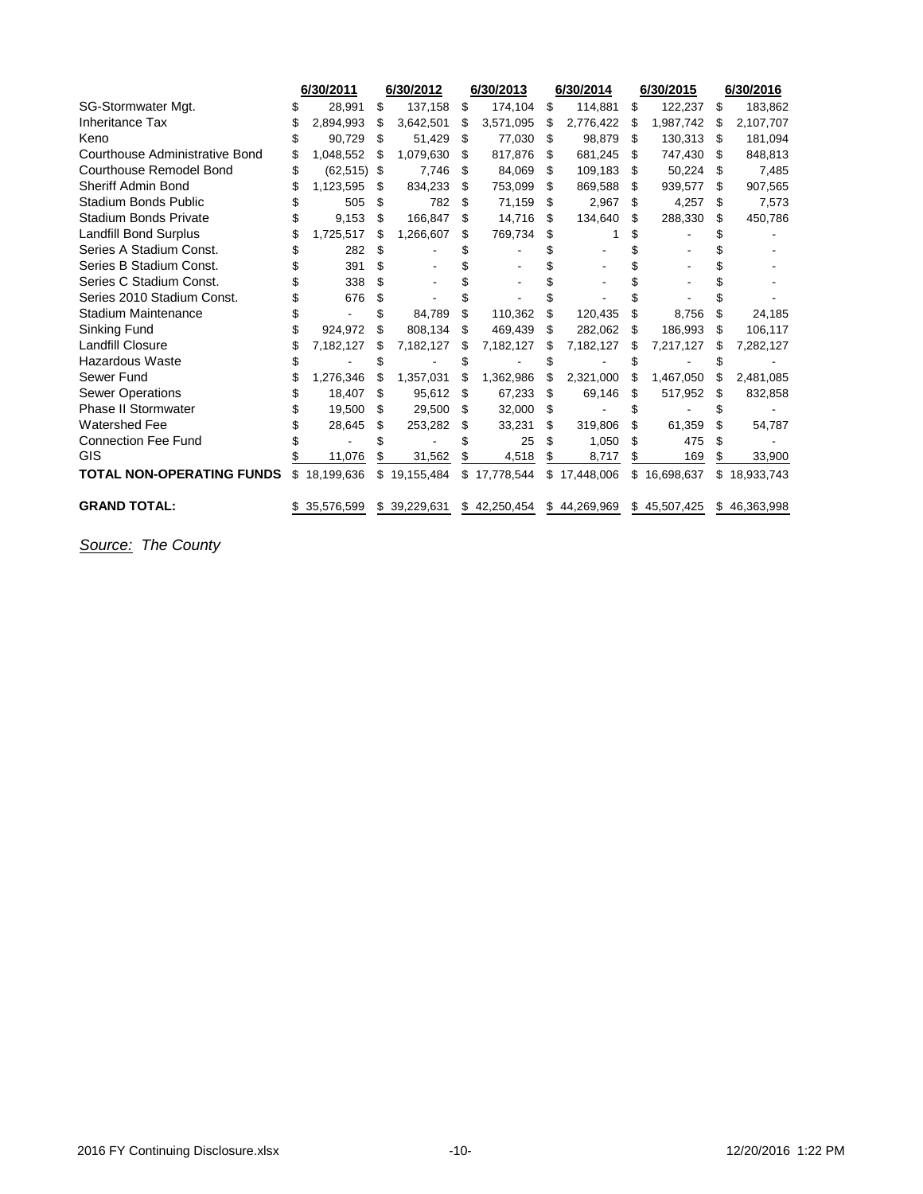| | 6/30/2011 | 6/30/2012 | 6/30/2013 | 6/30/2014 | 6/30/2015 | 6/30/2016 |
|---|---|---|---|---|---|---|
| SG-Stormwater Mgt. | $ 28,991 | $ 137,158 | $ 174,104 | $ 114,881 | $ 122,237 | $ 183,862 |
| Inheritance Tax | $ 2,894,993 | $ 3,642,501 | $ 3,571,095 | $ 2,776,422 | $ 1,987,742 | $ 2,107,707 |
| Keno | $ 90,729 | $ 51,429 | $ 77,030 | $ 98,879 | $ 130,313 | $ 181,094 |
| Courthouse Administrative Bond | $ 1,048,552 | $ 1,079,630 | $ 817,876 | $ 681,245 | $ 747,430 | $ 848,813 |
| Courthouse Remodel Bond | $ (62,515) | $ 7,746 | $ 84,069 | $ 109,183 | $ 50,224 | $ 7,485 |
| Sheriff Admin Bond | $ 1,123,595 | $ 834,233 | $ 753,099 | $ 869,588 | $ 939,577 | $ 907,565 |
| Stadium Bonds Public | $ 505 | $ 782 | $ 71,159 | $ 2,967 | $ 4,257 | $ 7,573 |
| Stadium Bonds Private | $ 9,153 | $ 166,847 | $ 14,716 | $ 134,640 | $ 288,330 | $ 450,786 |
| Landfill Bond Surplus | $ 1,725,517 | $ 1,266,607 | $ 769,734 | $ 1 | $ - | $ - |
| Series A Stadium Const. | $ 282 | $ - | $ - | $ - | $ - | $ - |
| Series B Stadium Const. | $ 391 | $ - | $ - | $ - | $ - | $ - |
| Series C Stadium Const. | $ 338 | $ - | $ - | $ - | $ - | $ - |
| Series 2010 Stadium Const. | $ 676 | $ - | $ - | $ - | $ - | $ - |
| Stadium Maintenance | $ - | $ 84,789 | $ 110,362 | $ 120,435 | $ 8,756 | $ 24,185 |
| Sinking Fund | $ 924,972 | $ 808,134 | $ 469,439 | $ 282,062 | $ 186,993 | $ 106,117 |
| Landfill Closure | $ 7,182,127 | $ 7,182,127 | $ 7,182,127 | $ 7,182,127 | $ 7,217,127 | $ 7,282,127 |
| Hazardous Waste | $ - | $ - | $ - | $ - | $ - | $ - |
| Sewer Fund | $ 1,276,346 | $ 1,357,031 | $ 1,362,986 | $ 2,321,000 | $ 1,467,050 | $ 2,481,085 |
| Sewer Operations | $ 18,407 | $ 95,612 | $ 67,233 | $ 69,146 | $ 517,952 | $ 832,858 |
| Phase II Stormwater | $ 19,500 | $ 29,500 | $ 32,000 | $ - | $ - | $ - |
| Watershed Fee | $ 28,645 | $ 253,282 | $ 33,231 | $ 319,806 | $ 61,359 | $ 54,787 |
| Connection Fee Fund | $ - | $ - | $ 25 | $ 1,050 | $ 475 | $ - |
| GIS | $ 11,076 | $ 31,562 | $ 4,518 | $ 8,717 | $ 169 | $ 33,900 |
| **TOTAL NON-OPERATING FUNDS** | $ 18,199,636 | $ 19,155,484 | $ 17,778,544 | $ 17,448,006 | $ 16,698,637 | $ 18,933,743 |
| **GRAND TOTAL:** | $ 35,576,599 | $ 39,229,631 | $ 42,250,454 | $ 44,269,969 | $ 45,507,425 | $ 46,363,998 |

*Source: The County*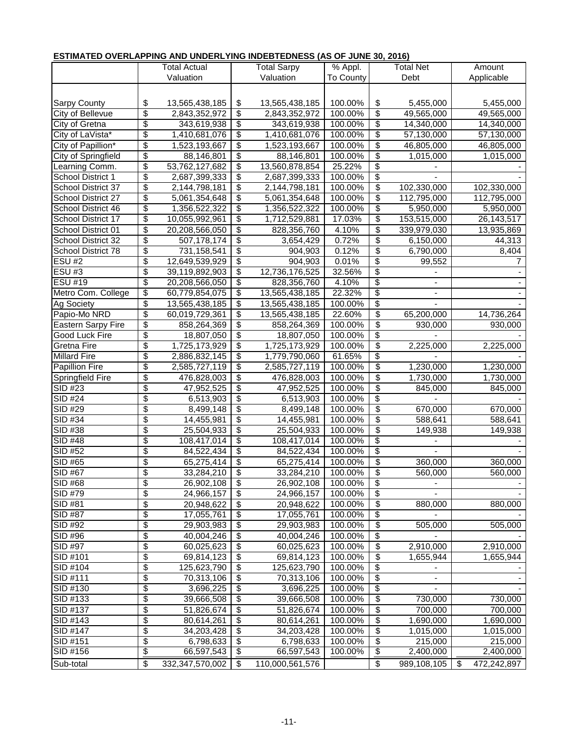**ESTIMATED OVERLAPPING AND UNDERLYING INDEBTEDNESS (AS OF JUNE 30, 2016)**

| | Total Actual Valuation | Total Sarpy Valuation | % Appl. To County | Total Net Debt | Amount Applicable |
|---|---|---|---|---|---|
| Sarpy County | $ 13,565,438,185 | $ 13,565,438,185 | 100.00% | $ 5,455,000 | 5,455,000 |
| City of Bellevue | $ 2,843,352,972 | $ 2,843,352,972 | 100.00% | $ 49,565,000 | 49,565,000 |
| City of Gretna | $ 343,619,938 | $ 343,619,938 | 100.00% | $ 14,340,000 | 14,340,000 |
| City of LaVista* | $ 1,410,681,076 | $ 1,410,681,076 | 100.00% | $ 57,130,000 | 57,130,000 |
| City of Papillion* | $ 1,523,193,667 | $ 1,523,193,667 | 100.00% | $ 46,805,000 | 46,805,000 |
| City of Springfield | $ 88,146,801 | $ 88,146,801 | 100.00% | $ 1,015,000 | 1,015,000 |
| Learning Comm. | $ 53,762,127,682 | $ 13,560,878,854 | 25.22% | $ - | - |
| School District 1 | $ 2,687,399,333 | $ 2,687,399,333 | 100.00% | $ - | - |
| School District 37 | $ 2,144,798,181 | $ 2,144,798,181 | 100.00% | $ 102,330,000 | 102,330,000 |
| School District 27 | $ 5,061,354,648 | $ 5,061,354,648 | 100.00% | $ 112,795,000 | 112,795,000 |
| School District 46 | $ 1,356,522,322 | $ 1,356,522,322 | 100.00% | $ 5,950,000 | 5,950,000 |
| School District 17 | $ 10,055,992,961 | $ 1,712,529,881 | 17.03% | $ 153,515,000 | 26,143,517 |
| School District 01 | $ 20,208,566,050 | $ 828,356,760 | 4.10% | $ 339,979,030 | 13,935,869 |
| School District 32 | $ 507,178,174 | $ 3,654,429 | 0.72% | $ 6,150,000 | 44,313 |
| School District 78 | $ 731,158,541 | $ 904,903 | 0.12% | $ 6,790,000 | 8,404 |
| ESU #2 | $ 12,649,539,929 | $ 904,903 | 0.01% | $ 99,552 | 7 |
| ESU #3 | $ 39,119,892,903 | $ 12,736,176,525 | 32.56% | $ - | - |
| ESU #19 | $ 20,208,566,050 | $ 828,356,760 | 4.10% | $ - | - |
| Metro Com. College | $ 60,779,854,075 | $ 13,565,438,185 | 22.32% | $ - | - |
| Ag Society | $ 13,565,438,185 | $ 13,565,438,185 | 100.00% | $ - | - |
| Papio-Mo NRD | $ 60,019,729,361 | $ 13,565,438,185 | 22.60% | $ 65,200,000 | 14,736,264 |
| Eastern Sarpy Fire | $ 858,264,369 | $ 858,264,369 | 100.00% | $ 930,000 | 930,000 |
| Good Luck Fire | $ 18,807,050 | $ 18,807,050 | 100.00% | $ - | - |
| Gretna Fire | $ 1,725,173,929 | $ 1,725,173,929 | 100.00% | $ 2,225,000 | 2,225,000 |
| Millard Fire | $ 2,886,832,145 | $ 1,779,790,060 | 61.65% | $ - | - |
| Papillion Fire | $ 2,585,727,119 | $ 2,585,727,119 | 100.00% | $ 1,230,000 | 1,230,000 |
| Springfield Fire | $ 476,828,003 | $ 476,828,003 | 100.00% | $ 1,730,000 | 1,730,000 |
| SID #23 | $ 47,952,525 | $ 47,952,525 | 100.00% | $ 845,000 | 845,000 |
| SID #24 | $ 6,513,903 | $ 6,513,903 | 100.00% | $ - | - |
| SID #29 | $ 8,499,148 | $ 8,499,148 | 100.00% | $ 670,000 | 670,000 |
| SID #34 | $ 14,455,981 | $ 14,455,981 | 100.00% | $ 588,641 | 588,641 |
| SID #38 | $ 25,504,933 | $ 25,504,933 | 100.00% | $ 149,938 | 149,938 |
| SID #48 | $ 108,417,014 | $ 108,417,014 | 100.00% | $ - | - |
| SID #52 | $ 84,522,434 | $ 84,522,434 | 100.00% | $ - | - |
| SID #65 | $ 65,275,414 | $ 65,275,414 | 100.00% | $ 360,000 | 360,000 |
| SID #67 | $ 33,284,210 | $ 33,284,210 | 100.00% | $ 560,000 | 560,000 |
| SID #68 | $ 26,902,108 | $ 26,902,108 | 100.00% | $ - | - |
| SID #79 | $ 24,966,157 | $ 24,966,157 | 100.00% | $ - | - |
| SID #81 | $ 20,948,622 | $ 20,948,622 | 100.00% | $ 880,000 | 880,000 |
| SID #87 | $ 17,055,761 | $ 17,055,761 | 100.00% | $ - | - |
| SID #92 | $ 29,903,983 | $ 29,903,983 | 100.00% | $ 505,000 | 505,000 |
| SID #96 | $ 40,004,246 | $ 40,004,246 | 100.00% | $ - | - |
| SID #97 | $ 60,025,623 | $ 60,025,623 | 100.00% | $ 2,910,000 | 2,910,000 |
| SID #101 | $ 69,814,123 | $ 69,814,123 | 100.00% | $ 1,655,944 | 1,655,944 |
| SID #104 | $ 125,623,790 | $ 125,623,790 | 100.00% | $ - | - |
| SID #111 | $ 70,313,106 | $ 70,313,106 | 100.00% | $ - | - |
| SID #130 | $ 3,696,225 | $ 3,696,225 | 100.00% | $ - | - |
| SID #133 | $ 39,666,508 | $ 39,666,508 | 100.00% | $ 730,000 | 730,000 |
| SID #137 | $ 51,826,674 | $ 51,826,674 | 100.00% | $ 700,000 | 700,000 |
| SID #143 | $ 80,614,261 | $ 80,614,261 | 100.00% | $ 1,690,000 | 1,690,000 |
| SID #147 | $ 34,203,428 | $ 34,203,428 | 100.00% | $ 1,015,000 | 1,015,000 |
| SID #151 | $ 6,798,633 | $ 6,798,633 | 100.00% | $ 215,000 | 215,000 |
| SID #156 | $ 66,597,543 | $ 66,597,543 | 100.00% | $ 2,400,000 | 2,400,000 |
| Sub-total | $ 332,347,570,002 | $ 110,000,561,576 | | $ 989,108,105 | $ 472,242,897 |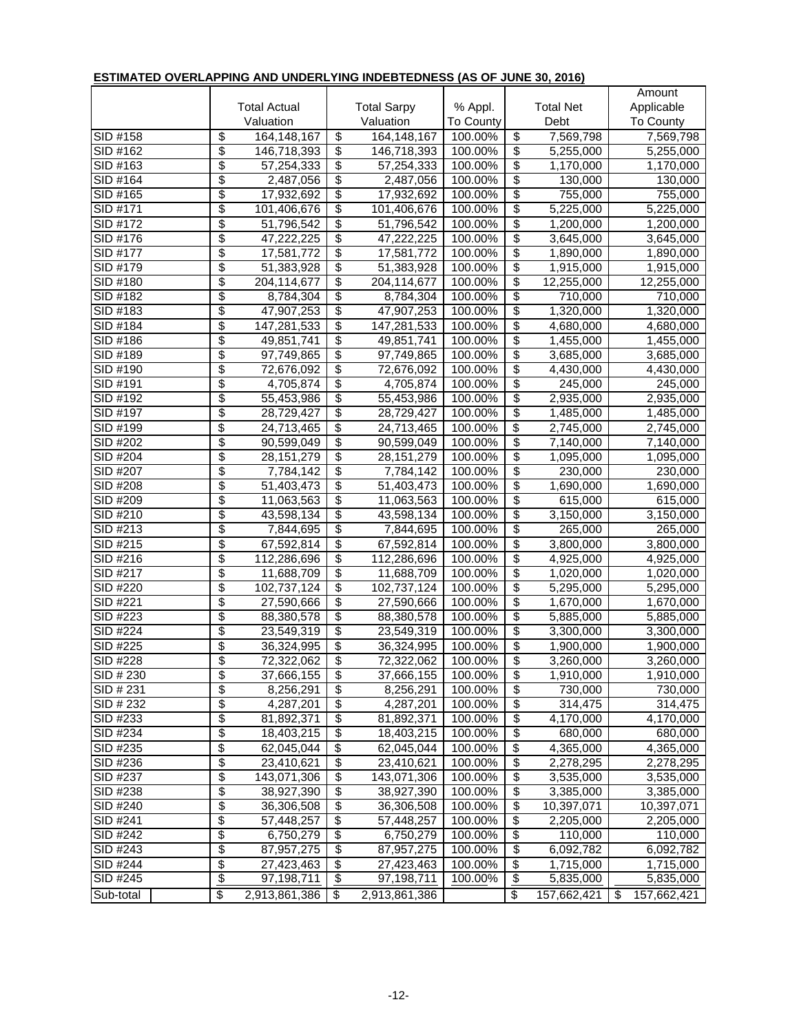**ESTIMATED OVERLAPPING AND UNDERLYING INDEBTEDNESS (AS OF JUNE 30, 2016)**

| | Total Actual Valuation | Total Sarpy Valuation | % Appl. To County | Total Net Debt | Amount Applicable To County |
|---|---|---|---|---|---|
| SID #158 | $ 164,148,167 | $ 164,148,167 | 100.00% | $ 7,569,798 | 7,569,798 |
| SID #162 | $ 146,718,393 | $ 146,718,393 | 100.00% | $ 5,255,000 | 5,255,000 |
| SID #163 | $ 57,254,333 | $ 57,254,333 | 100.00% | $ 1,170,000 | 1,170,000 |
| SID #164 | $ 2,487,056 | $ 2,487,056 | 100.00% | $ 130,000 | 130,000 |
| SID #165 | $ 17,932,692 | $ 17,932,692 | 100.00% | $ 755,000 | 755,000 |
| SID #171 | $ 101,406,676 | $ 101,406,676 | 100.00% | $ 5,225,000 | 5,225,000 |
| SID #172 | $ 51,796,542 | $ 51,796,542 | 100.00% | $ 1,200,000 | 1,200,000 |
| SID #176 | $ 47,222,225 | $ 47,222,225 | 100.00% | $ 3,645,000 | 3,645,000 |
| SID #177 | $ 17,581,772 | $ 17,581,772 | 100.00% | $ 1,890,000 | 1,890,000 |
| SID #179 | $ 51,383,928 | $ 51,383,928 | 100.00% | $ 1,915,000 | 1,915,000 |
| SID #180 | $ 204,114,677 | $ 204,114,677 | 100.00% | $ 12,255,000 | 12,255,000 |
| SID #182 | $ 8,784,304 | $ 8,784,304 | 100.00% | $ 710,000 | 710,000 |
| SID #183 | $ 47,907,253 | $ 47,907,253 | 100.00% | $ 1,320,000 | 1,320,000 |
| SID #184 | $ 147,281,533 | $ 147,281,533 | 100.00% | $ 4,680,000 | 4,680,000 |
| SID #186 | $ 49,851,741 | $ 49,851,741 | 100.00% | $ 1,455,000 | 1,455,000 |
| SID #189 | $ 97,749,865 | $ 97,749,865 | 100.00% | $ 3,685,000 | 3,685,000 |
| SID #190 | $ 72,676,092 | $ 72,676,092 | 100.00% | $ 4,430,000 | 4,430,000 |
| SID #191 | $ 4,705,874 | $ 4,705,874 | 100.00% | $ 245,000 | 245,000 |
| SID #192 | $ 55,453,986 | $ 55,453,986 | 100.00% | $ 2,935,000 | 2,935,000 |
| SID #197 | $ 28,729,427 | $ 28,729,427 | 100.00% | $ 1,485,000 | 1,485,000 |
| SID #199 | $ 24,713,465 | $ 24,713,465 | 100.00% | $ 2,745,000 | 2,745,000 |
| SID #202 | $ 90,599,049 | $ 90,599,049 | 100.00% | $ 7,140,000 | 7,140,000 |
| SID #204 | $ 28,151,279 | $ 28,151,279 | 100.00% | $ 1,095,000 | 1,095,000 |
| SID #207 | $ 7,784,142 | $ 7,784,142 | 100.00% | $ 230,000 | 230,000 |
| SID #208 | $ 51,403,473 | $ 51,403,473 | 100.00% | $ 1,690,000 | 1,690,000 |
| SID #209 | $ 11,063,563 | $ 11,063,563 | 100.00% | $ 615,000 | 615,000 |
| SID #210 | $ 43,598,134 | $ 43,598,134 | 100.00% | $ 3,150,000 | 3,150,000 |
| SID #213 | $ 7,844,695 | $ 7,844,695 | 100.00% | $ 265,000 | 265,000 |
| SID #215 | $ 67,592,814 | $ 67,592,814 | 100.00% | $ 3,800,000 | 3,800,000 |
| SID #216 | $ 112,286,696 | $ 112,286,696 | 100.00% | $ 4,925,000 | 4,925,000 |
| SID #217 | $ 11,688,709 | $ 11,688,709 | 100.00% | $ 1,020,000 | 1,020,000 |
| SID #220 | $ 102,737,124 | $ 102,737,124 | 100.00% | $ 5,295,000 | 5,295,000 |
| SID #221 | $ 27,590,666 | $ 27,590,666 | 100.00% | $ 1,670,000 | 1,670,000 |
| SID #223 | $ 88,380,578 | $ 88,380,578 | 100.00% | $ 5,885,000 | 5,885,000 |
| SID #224 | $ 23,549,319 | $ 23,549,319 | 100.00% | $ 3,300,000 | 3,300,000 |
| SID #225 | $ 36,324,995 | $ 36,324,995 | 100.00% | $ 1,900,000 | 1,900,000 |
| SID #228 | $ 72,322,062 | $ 72,322,062 | 100.00% | $ 3,260,000 | 3,260,000 |
| SID # 230 | $ 37,666,155 | $ 37,666,155 | 100.00% | $ 1,910,000 | 1,910,000 |
| SID # 231 | $ 8,256,291 | $ 8,256,291 | 100.00% | $ 730,000 | 730,000 |
| SID # 232 | $ 4,287,201 | $ 4,287,201 | 100.00% | $ 314,475 | 314,475 |
| SID #233 | $ 81,892,371 | $ 81,892,371 | 100.00% | $ 4,170,000 | 4,170,000 |
| SID #234 | $ 18,403,215 | $ 18,403,215 | 100.00% | $ 680,000 | 680,000 |
| SID #235 | $ 62,045,044 | $ 62,045,044 | 100.00% | $ 4,365,000 | 4,365,000 |
| SID #236 | $ 23,410,621 | $ 23,410,621 | 100.00% | $ 2,278,295 | 2,278,295 |
| SID #237 | $ 143,071,306 | $ 143,071,306 | 100.00% | $ 3,535,000 | 3,535,000 |
| SID #238 | $ 38,927,390 | $ 38,927,390 | 100.00% | $ 3,385,000 | 3,385,000 |
| SID #240 | $ 36,306,508 | $ 36,306,508 | 100.00% | $ 10,397,071 | 10,397,071 |
| SID #241 | $ 57,448,257 | $ 57,448,257 | 100.00% | $ 2,205,000 | 2,205,000 |
| SID #242 | $ 6,750,279 | $ 6,750,279 | 100.00% | $ 110,000 | 110,000 |
| SID #243 | $ 87,957,275 | $ 87,957,275 | 100.00% | $ 6,092,782 | 6,092,782 |
| SID #244 | $ 27,423,463 | $ 27,423,463 | 100.00% | $ 1,715,000 | 1,715,000 |
| SID #245 | $ 97,198,711 | $ 97,198,711 | 100.00% | $ 5,835,000 | 5,835,000 |
| Sub-total | $ 2,913,861,386 | $ 2,913,861,386 | | $ 157,662,421 | $ 157,662,421 |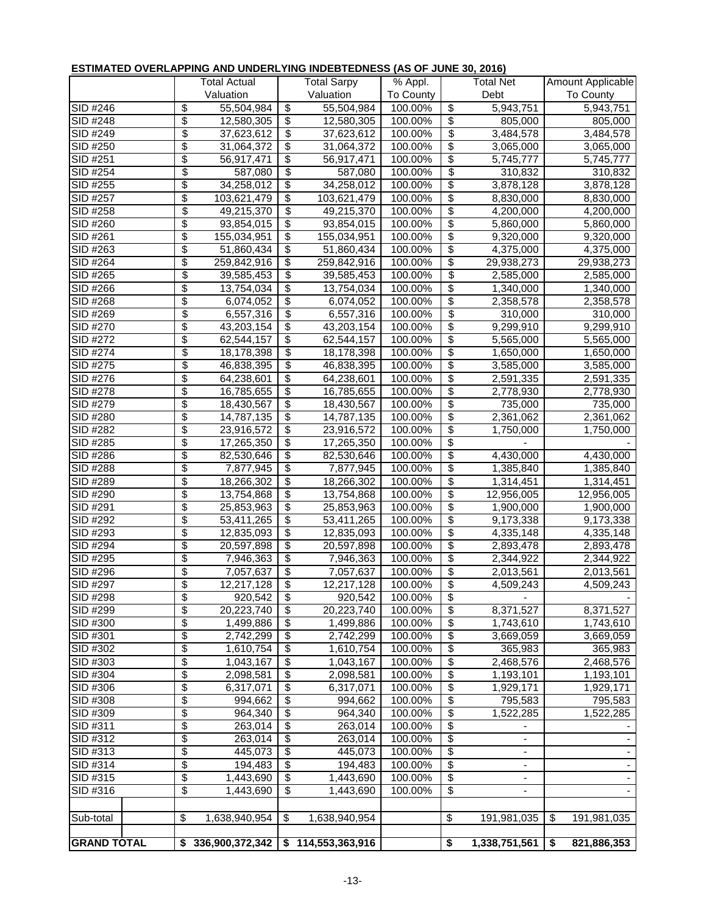**ESTIMATED OVERLAPPING AND UNDERLYING INDEBTEDNESS (AS OF JUNE 30, 2016)**

| | Total Actual Valuation | Total Sarpy Valuation | % Appl. To County | Total Net Debt | Amount Applicable To County |
|---|---|---|---|---|---|
| SID #246 | $ 55,504,984 | $ 55,504,984 | 100.00% | $ 5,943,751 | 5,943,751 |
| SID #248 | $ 12,580,305 | $ 12,580,305 | 100.00% | $ 805,000 | 805,000 |
| SID #249 | $ 37,623,612 | $ 37,623,612 | 100.00% | $ 3,484,578 | 3,484,578 |
| SID #250 | $ 31,064,372 | $ 31,064,372 | 100.00% | $ 3,065,000 | 3,065,000 |
| SID #251 | $ 56,917,471 | $ 56,917,471 | 100.00% | $ 5,745,777 | 5,745,777 |
| SID #254 | $ 587,080 | $ 587,080 | 100.00% | $ 310,832 | 310,832 |
| SID #255 | $ 34,258,012 | $ 34,258,012 | 100.00% | $ 3,878,128 | 3,878,128 |
| SID #257 | $ 103,621,479 | $ 103,621,479 | 100.00% | $ 8,830,000 | 8,830,000 |
| SID #258 | $ 49,215,370 | $ 49,215,370 | 100.00% | $ 4,200,000 | 4,200,000 |
| SID #260 | $ 93,854,015 | $ 93,854,015 | 100.00% | $ 5,860,000 | 5,860,000 |
| SID #261 | $ 155,034,951 | $ 155,034,951 | 100.00% | $ 9,320,000 | 9,320,000 |
| SID #263 | $ 51,860,434 | $ 51,860,434 | 100.00% | $ 4,375,000 | 4,375,000 |
| SID #264 | $ 259,842,916 | $ 259,842,916 | 100.00% | $ 29,938,273 | 29,938,273 |
| SID #265 | $ 39,585,453 | $ 39,585,453 | 100.00% | $ 2,585,000 | 2,585,000 |
| SID #266 | $ 13,754,034 | $ 13,754,034 | 100.00% | $ 1,340,000 | 1,340,000 |
| SID #268 | $ 6,074,052 | $ 6,074,052 | 100.00% | $ 2,358,578 | 2,358,578 |
| SID #269 | $ 6,557,316 | $ 6,557,316 | 100.00% | $ 310,000 | 310,000 |
| SID #270 | $ 43,203,154 | $ 43,203,154 | 100.00% | $ 9,299,910 | 9,299,910 |
| SID #272 | $ 62,544,157 | $ 62,544,157 | 100.00% | $ 5,565,000 | 5,565,000 |
| SID #274 | $ 18,178,398 | $ 18,178,398 | 100.00% | $ 1,650,000 | 1,650,000 |
| SID #275 | $ 46,838,395 | $ 46,838,395 | 100.00% | $ 3,585,000 | 3,585,000 |
| SID #276 | $ 64,238,601 | $ 64,238,601 | 100.00% | $ 2,591,335 | 2,591,335 |
| SID #278 | $ 16,785,655 | $ 16,785,655 | 100.00% | $ 2,778,930 | 2,778,930 |
| SID #279 | $ 18,430,567 | $ 18,430,567 | 100.00% | $ 735,000 | 735,000 |
| SID #280 | $ 14,787,135 | $ 14,787,135 | 100.00% | $ 2,361,062 | 2,361,062 |
| SID #282 | $ 23,916,572 | $ 23,916,572 | 100.00% | $ 1,750,000 | 1,750,000 |
| SID #285 | $ 17,265,350 | $ 17,265,350 | 100.00% | $ - | - |
| SID #286 | $ 82,530,646 | $ 82,530,646 | 100.00% | $ 4,430,000 | 4,430,000 |
| SID #288 | $ 7,877,945 | $ 7,877,945 | 100.00% | $ 1,385,840 | 1,385,840 |
| SID #289 | $ 18,266,302 | $ 18,266,302 | 100.00% | $ 1,314,451 | 1,314,451 |
| SID #290 | $ 13,754,868 | $ 13,754,868 | 100.00% | $ 12,956,005 | 12,956,005 |
| SID #291 | $ 25,853,963 | $ 25,853,963 | 100.00% | $ 1,900,000 | 1,900,000 |
| SID #292 | $ 53,411,265 | $ 53,411,265 | 100.00% | $ 9,173,338 | 9,173,338 |
| SID #293 | $ 12,835,093 | $ 12,835,093 | 100.00% | $ 4,335,148 | 4,335,148 |
| SID #294 | $ 20,597,898 | $ 20,597,898 | 100.00% | $ 2,893,478 | 2,893,478 |
| SID #295 | $ 7,946,363 | $ 7,946,363 | 100.00% | $ 2,344,922 | 2,344,922 |
| SID #296 | $ 7,057,637 | $ 7,057,637 | 100.00% | $ 2,013,561 | 2,013,561 |
| SID #297 | $ 12,217,128 | $ 12,217,128 | 100.00% | $ 4,509,243 | 4,509,243 |
| SID #298 | $ 920,542 | $ 920,542 | 100.00% | $ - | - |
| SID #299 | $ 20,223,740 | $ 20,223,740 | 100.00% | $ 8,371,527 | 8,371,527 |
| SID #300 | $ 1,499,886 | $ 1,499,886 | 100.00% | $ 1,743,610 | 1,743,610 |
| SID #301 | $ 2,742,299 | $ 2,742,299 | 100.00% | $ 3,669,059 | 3,669,059 |
| SID #302 | $ 1,610,754 | $ 1,610,754 | 100.00% | $ 365,983 | 365,983 |
| SID #303 | $ 1,043,167 | $ 1,043,167 | 100.00% | $ 2,468,576 | 2,468,576 |
| SID #304 | $ 2,098,581 | $ 2,098,581 | 100.00% | $ 1,193,101 | 1,193,101 |
| SID #306 | $ 6,317,071 | $ 6,317,071 | 100.00% | $ 1,929,171 | 1,929,171 |
| SID #308 | $ 994,662 | $ 994,662 | 100.00% | $ 795,583 | 795,583 |
| SID #309 | $ 964,340 | $ 964,340 | 100.00% | $ 1,522,285 | 1,522,285 |
| SID #311 | $ 263,014 | $ 263,014 | 100.00% | $ - | - |
| SID #312 | $ 263,014 | $ 263,014 | 100.00% | $ - | - |
| SID #313 | $ 445,073 | $ 445,073 | 100.00% | $ - | - |
| SID #314 | $ 194,483 | $ 194,483 | 100.00% | $ - | - |
| SID #315 | $ 1,443,690 | $ 1,443,690 | 100.00% | $ - | - |
| SID #316 | $ 1,443,690 | $ 1,443,690 | 100.00% | $ - | - |
| | | | | | |
| Sub-total | $ 1,638,940,954 | $ 1,638,940,954 | | $ 191,981,035 | $ 191,981,035 |
| | | | | | |
| **GRAND TOTAL** | **$ 336,900,372,342** | **$ 114,553,363,916** | | **$ 1,338,751,561** | **$ 821,886,353** |